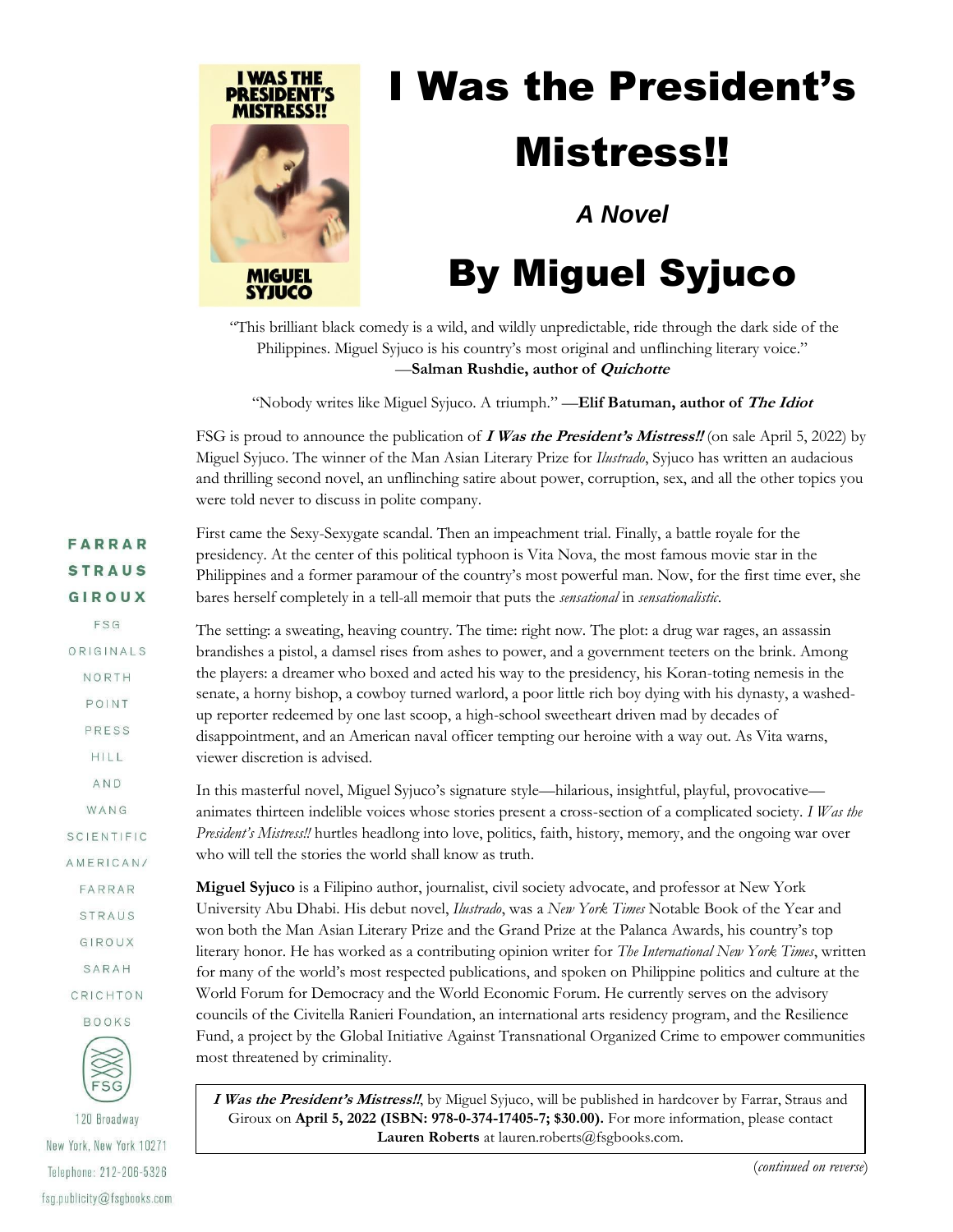# I Was the President's Mistress!!

### *A Novel*

## By Miguel Syjuco

"This brilliant black comedy is a wild, and wildly unpredictable, ride through the dark side of the Philippines. Miguel Syjuco is his country's most original and unflinching literary voice."
—**Salman Rushdie, author of *Quichotte***

"Nobody writes like Miguel Syjuco. A triumph." —**Elif Batuman, author of *The Idiot***

FSG is proud to announce the publication of ***I Was the President's Mistress!!*** (on sale April 5, 2022) by Miguel Syjuco. The winner of the Man Asian Literary Prize for *Ilustrado*, Syjuco has written an audacious and thrilling second novel, an unflinching satire about power, corruption, sex, and all the other topics you were told never to discuss in polite company.

First came the Sexy-Sexygate scandal. Then an impeachment trial. Finally, a battle royale for the presidency. At the center of this political typhoon is Vita Nova, the most famous movie star in the Philippines and a former paramour of the country's most powerful man. Now, for the first time ever, she bares herself completely in a tell-all memoir that puts the *sensational* in *sensationalistic*.

The setting: a sweating, heaving country. The time: right now. The plot: a drug war rages, an assassin brandishes a pistol, a damsel rises from ashes to power, and a government teeters on the brink. Among the players: a dreamer who boxed and acted his way to the presidency, his Koran-toting nemesis in the senate, a horny bishop, a cowboy turned warlord, a poor little rich boy dying with his dynasty, a washed-up reporter redeemed by one last scoop, a high-school sweetheart driven mad by decades of disappointment, and an American naval officer tempting our heroine with a way out. As Vita warns, viewer discretion is advised.

In this masterful novel, Miguel Syjuco's signature style—hilarious, insightful, playful, provocative—animates thirteen indelible voices whose stories present a cross-section of a complicated society. *I Was the President's Mistress!!* hurtles headlong into love, politics, faith, history, memory, and the ongoing war over who will tell the stories the world shall know as truth.

**Miguel Syjuco** is a Filipino author, journalist, civil society advocate, and professor at New York University Abu Dhabi. His debut novel, *Ilustrado*, was a *New York Times* Notable Book of the Year and won both the Man Asian Literary Prize and the Grand Prize at the Palanca Awards, his country's top literary honor. He has worked as a contributing opinion writer for *The International New York Times*, written for many of the world's most respected publications, and spoken on Philippine politics and culture at the World Forum for Democracy and the World Economic Forum. He currently serves on the advisory councils of the Civitella Ranieri Foundation, an international arts residency program, and the Resilience Fund, a project by the Global Initiative Against Transnational Organized Crime to empower communities most threatened by criminality.

***I Was the President's Mistress!!***, by Miguel Syjuco, will be published in hardcover by Farrar, Straus and Giroux on **April 5, 2022 (ISBN: 978-0-374-17405-7; $30.00).** For more information, please contact **Lauren Roberts** at lauren.roberts@fsgbooks.com.

(*continued on reverse*)

**FARRAR STRAUS GIROUX**

FSG ORIGINALS
NORTH POINT PRESS
HILL AND WANG
SCIENTIFIC AMERICAN/FARRAR STRAUS GIROUX
SARAH CRICHTON BOOKS

FSG

120 Broadway
New York, New York 10271
Telephone: 212-206-5326
fsg.publicity@fsgbooks.com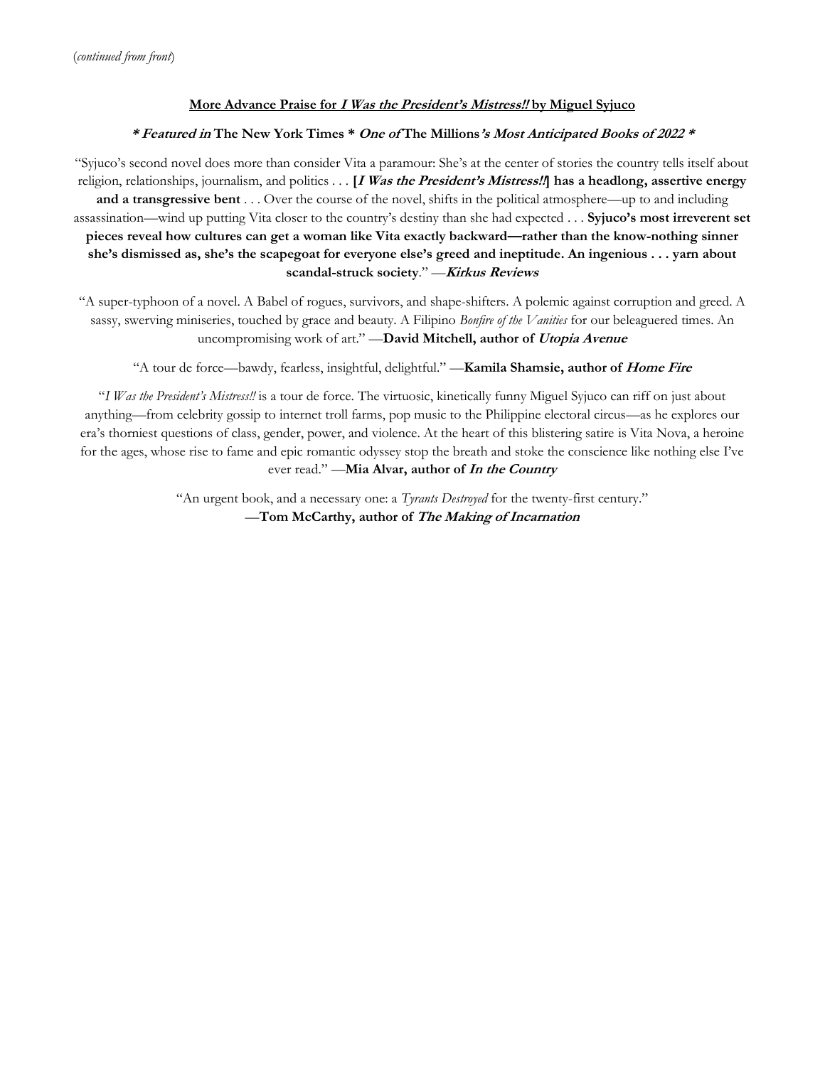(*continued from front*)

**More Advance Praise for *I Was the President's Mistress!!* by Miguel Syjuco**

***\* Featured in* The New York Times \* *One of* The Millions*'s Most Anticipated Books of 2022* \***

"Syjuco's second novel does more than consider Vita a paramour: She's at the center of stories the country tells itself about religion, relationships, journalism, and politics . . . **[*I Was the President's Mistress!!*] has a headlong, assertive energy and a transgressive bent** . . . Over the course of the novel, shifts in the political atmosphere—up to and including assassination—wind up putting Vita closer to the country's destiny than she had expected . . . **Syjuco's most irreverent set pieces reveal how cultures can get a woman like Vita exactly backward—rather than the know-nothing sinner she's dismissed as, she's the scapegoat for everyone else's greed and ineptitude. An ingenious . . . yarn about scandal-struck society**." —***Kirkus Reviews***

"A super-typhoon of a novel. A Babel of rogues, survivors, and shape-shifters. A polemic against corruption and greed. A sassy, swerving miniseries, touched by grace and beauty. A Filipino *Bonfire of the Vanities* for our beleaguered times. An uncompromising work of art." —**David Mitchell, author of *Utopia Avenue***

"A tour de force—bawdy, fearless, insightful, delightful." —**Kamila Shamsie, author of *Home Fire***

"*I Was the President's Mistress!!* is a tour de force. The virtuosic, kinetically funny Miguel Syjuco can riff on just about anything—from celebrity gossip to internet troll farms, pop music to the Philippine electoral circus—as he explores our era's thorniest questions of class, gender, power, and violence. At the heart of this blistering satire is Vita Nova, a heroine for the ages, whose rise to fame and epic romantic odyssey stop the breath and stoke the conscience like nothing else I've ever read." —**Mia Alvar, author of *In the Country***

"An urgent book, and a necessary one: a *Tyrants Destroyed* for the twenty-first century."
—**Tom McCarthy, author of *The Making of Incarnation***